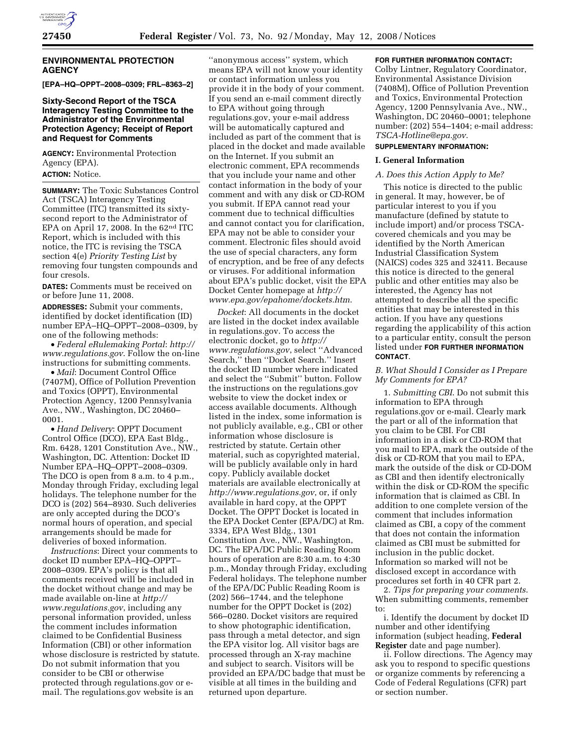## ENVIRONMENTAL PROTECTION AGENCY

**[EPA–HQ–OPPT–2008–0309; FRL–8363–2]**

### Sixty-Second Report of the TSCA Interagency Testing Committee to the Administrator of the Environmental Protection Agency; Receipt of Report and Request for Comments

**AGENCY:** Environmental Protection Agency (EPA).

**ACTION:** Notice.

**SUMMARY:** The Toxic Substances Control Act (TSCA) Interagency Testing Committee (ITC) transmitted its sixty-second report to the Administrator of EPA on April 17, 2008. In the 62nd ITC Report, which is included with this notice, the ITC is revising the TSCA section 4(e) *Priority Testing List* by removing four tungsten compounds and four cresols.

**DATES:** Comments must be received on or before June 11, 2008.

**ADDRESSES:** Submit your comments, identified by docket identification (ID) number EPA–HQ–OPPT–2008–0309, by one of the following methods:

- *Federal eRulemaking Portal*: *http://www.regulations.gov*. Follow the on-line instructions for submitting comments.
- *Mail*: Document Control Office (7407M), Office of Pollution Prevention and Toxics (OPPT), Environmental Protection Agency, 1200 Pennsylvania Ave., NW., Washington, DC 20460–0001.
- *Hand Delivery*: OPPT Document Control Office (DCO), EPA East Bldg., Rm. 6428, 1201 Constitution Ave., NW., Washington, DC. Attention: Docket ID Number EPA–HQ–OPPT–2008–0309. The DCO is open from 8 a.m. to 4 p.m., Monday through Friday, excluding legal holidays. The telephone number for the DCO is (202) 564–8930. Such deliveries are only accepted during the DCO's normal hours of operation, and special arrangements should be made for deliveries of boxed information.

*Instructions*: Direct your comments to docket ID number EPA–HQ–OPPT–2008–0309. EPA's policy is that all comments received will be included in the docket without change and may be made available on-line at *http://www.regulations.gov*, including any personal information provided, unless the comment includes information claimed to be Confidential Business Information (CBI) or other information whose disclosure is restricted by statute. Do not submit information that you consider to be CBI or otherwise protected through regulations.gov or e-mail. The regulations.gov website is an ''anonymous access'' system, which means EPA will not know your identity or contact information unless you provide it in the body of your comment. If you send an e-mail comment directly to EPA without going through regulations.gov, your e-mail address will be automatically captured and included as part of the comment that is placed in the docket and made available on the Internet. If you submit an electronic comment, EPA recommends that you include your name and other contact information in the body of your comment and with any disk or CD-ROM you submit. If EPA cannot read your comment due to technical difficulties and cannot contact you for clarification, EPA may not be able to consider your comment. Electronic files should avoid the use of special characters, any form of encryption, and be free of any defects or viruses. For additional information about EPA's public docket, visit the EPA Docket Center homepage at *http://www.epa.gov/epahome/dockets.htm*.

*Docket*: All documents in the docket are listed in the docket index available in regulations.gov. To access the electronic docket, go to *http://www.regulations.gov*, select ''Advanced Search,'' then ''Docket Search.'' Insert the docket ID number where indicated and select the ''Submit'' button. Follow the instructions on the regulations.gov website to view the docket index or access available documents. Although listed in the index, some information is not publicly available, e.g., CBI or other information whose disclosure is restricted by statute. Certain other material, such as copyrighted material, will be publicly available only in hard copy. Publicly available docket materials are available electronically at *http://www.regulations.gov*, or, if only available in hard copy, at the OPPT Docket. The OPPT Docket is located in the EPA Docket Center (EPA/DC) at Rm. 3334, EPA West Bldg., 1301 Constitution Ave., NW., Washington, DC. The EPA/DC Public Reading Room hours of operation are 8:30 a.m. to 4:30 p.m., Monday through Friday, excluding Federal holidays. The telephone number of the EPA/DC Public Reading Room is (202) 566–1744, and the telephone number for the OPPT Docket is (202) 566–0280. Docket visitors are required to show photographic identification, pass through a metal detector, and sign the EPA visitor log. All visitor bags are processed through an X-ray machine and subject to search. Visitors will be provided an EPA/DC badge that must be visible at all times in the building and returned upon departure.

**FOR FURTHER INFORMATION CONTACT:** Colby Lintner, Regulatory Coordinator, Environmental Assistance Division (7408M), Office of Pollution Prevention and Toxics, Environmental Protection Agency, 1200 Pennsylvania Ave., NW., Washington, DC 20460–0001; telephone number: (202) 554–1404; e-mail address: *TSCA-Hotline@epa.gov*.

**SUPPLEMENTARY INFORMATION:**

### I. General Information

#### *A. Does this Action Apply to Me?*

This notice is directed to the public in general. It may, however, be of particular interest to you if you manufacture (defined by statute to include import) and/or process TSCA-covered chemicals and you may be identified by the North American Industrial Classification System (NAICS) codes 325 and 32411. Because this notice is directed to the general public and other entities may also be interested, the Agency has not attempted to describe all the specific entities that may be interested in this action. If you have any questions regarding the applicability of this action to a particular entity, consult the person listed under **FOR FURTHER INFORMATION CONTACT**.

#### *B. What Should I Consider as I Prepare My Comments for EPA?*

1. *Submitting CBI.* Do not submit this information to EPA through regulations.gov or e-mail. Clearly mark the part or all of the information that you claim to be CBI. For CBI information in a disk or CD-ROM that you mail to EPA, mark the outside of the disk or CD-ROM that you mail to EPA, mark the outside of the disk or CD-DOM as CBI and then identify electronically within the disk or CD-ROM the specific information that is claimed as CBI. In addition to one complete version of the comment that includes information claimed as CBI, a copy of the comment that does not contain the information claimed as CBI must be submitted for inclusion in the public docket. Information so marked will not be disclosed except in accordance with procedures set forth in 40 CFR part 2.

2. *Tips for preparing your comments.* When submitting comments, remember to:

i. Identify the document by docket ID number and other identifying information (subject heading, **Federal Register** date and page number).

ii. Follow directions. The Agency may ask you to respond to specific questions or organize comments by referencing a Code of Federal Regulations (CFR) part or section number.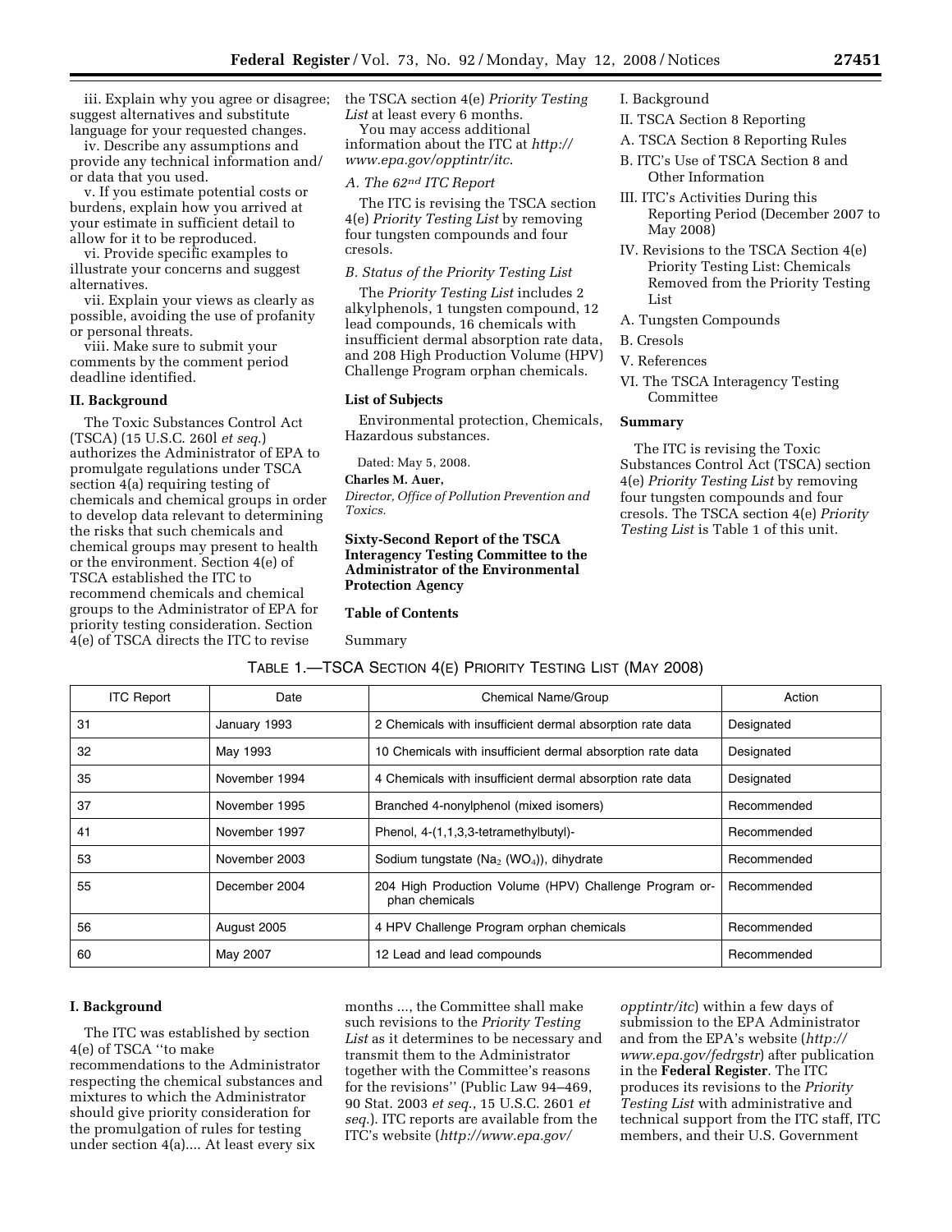iii. Explain why you agree or disagree; suggest alternatives and substitute language for your requested changes.

iv. Describe any assumptions and provide any technical information and/or data that you used.

v. If you estimate potential costs or burdens, explain how you arrived at your estimate in sufficient detail to allow for it to be reproduced.

vi. Provide specific examples to illustrate your concerns and suggest alternatives.

vii. Explain your views as clearly as possible, avoiding the use of profanity or personal threats.

viii. Make sure to submit your comments by the comment period deadline identified.

## II. Background

The Toxic Substances Control Act (TSCA) (15 U.S.C. 260l *et seq.*) authorizes the Administrator of EPA to promulgate regulations under TSCA section 4(a) requiring testing of chemicals and chemical groups in order to develop data relevant to determining the risks that such chemicals and chemical groups may present to health or the environment. Section 4(e) of TSCA established the ITC to recommend chemicals and chemical groups to the Administrator of EPA for priority testing consideration. Section 4(e) of TSCA directs the ITC to revise the TSCA section 4(e) *Priority Testing List* at least every 6 months.

You may access additional information about the ITC at *http://www.epa.gov/opptintr/itc*.

### *A. The 62nd ITC Report*

The ITC is revising the TSCA section 4(e) *Priority Testing List* by removing four tungsten compounds and four cresols.

### *B. Status of the Priority Testing List*

The *Priority Testing List* includes 2 alkylphenols, 1 tungsten compound, 12 lead compounds, 16 chemicals with insufficient dermal absorption rate data, and 208 High Production Volume (HPV) Challenge Program orphan chemicals.

### List of Subjects

Environmental protection, Chemicals, Hazardous substances.

Dated: May 5, 2008.

**Charles M. Auer,**

*Director, Office of Pollution Prevention and Toxics.*

## Sixty-Second Report of the TSCA Interagency Testing Committee to the Administrator of the Environmental Protection Agency

### Table of Contents

Summary

I. Background

II. TSCA Section 8 Reporting

A. TSCA Section 8 Reporting Rules

B. ITC's Use of TSCA Section 8 and Other Information

III. ITC's Activities During this Reporting Period (December 2007 to May 2008)

IV. Revisions to the TSCA Section 4(e) Priority Testing List: Chemicals Removed from the Priority Testing List

A. Tungsten Compounds

B. Cresols

V. References

VI. The TSCA Interagency Testing Committee

### Summary

The ITC is revising the Toxic Substances Control Act (TSCA) section 4(e) *Priority Testing List* by removing four tungsten compounds and four cresols. The TSCA section 4(e) *Priority Testing List* is Table 1 of this unit.

TABLE 1.—TSCA SECTION 4(E) PRIORITY TESTING LIST (MAY 2008)

| ITC Report | Date | Chemical Name/Group | Action |
|---|---|---|---|
| 31 | January 1993 | 2 Chemicals with insufficient dermal absorption rate data | Designated |
| 32 | May 1993 | 10 Chemicals with insufficient dermal absorption rate data | Designated |
| 35 | November 1994 | 4 Chemicals with insufficient dermal absorption rate data | Designated |
| 37 | November 1995 | Branched 4-nonylphenol (mixed isomers) | Recommended |
| 41 | November 1997 | Phenol, 4-(1,1,3,3-tetramethylbutyl)- | Recommended |
| 53 | November 2003 | Sodium tungstate ($Na_2$ ($WO_4$)), dihydrate | Recommended |
| 55 | December 2004 | 204 High Production Volume (HPV) Challenge Program orphan chemicals | Recommended |
| 56 | August 2005 | 4 HPV Challenge Program orphan chemicals | Recommended |
| 60 | May 2007 | 12 Lead and lead compounds | Recommended |

## I. Background

The ITC was established by section 4(e) of TSCA ''to make recommendations to the Administrator respecting the chemical substances and mixtures to which the Administrator should give priority consideration for the promulgation of rules for testing under section 4(a).... At least every six months ..., the Committee shall make such revisions to the *Priority Testing List* as it determines to be necessary and transmit them to the Administrator together with the Committee's reasons for the revisions'' (Public Law 94–469, 90 Stat. 2003 *et seq.*, 15 U.S.C. 2601 *et seq.*). ITC reports are available from the ITC's website (*http://www.epa.gov/opptintr/itc*) within a few days of submission to the EPA Administrator and from the EPA's website (*http://www.epa.gov/fedrgstr*) after publication in the **Federal Register**. The ITC produces its revisions to the *Priority Testing List* with administrative and technical support from the ITC staff, ITC members, and their U.S. Government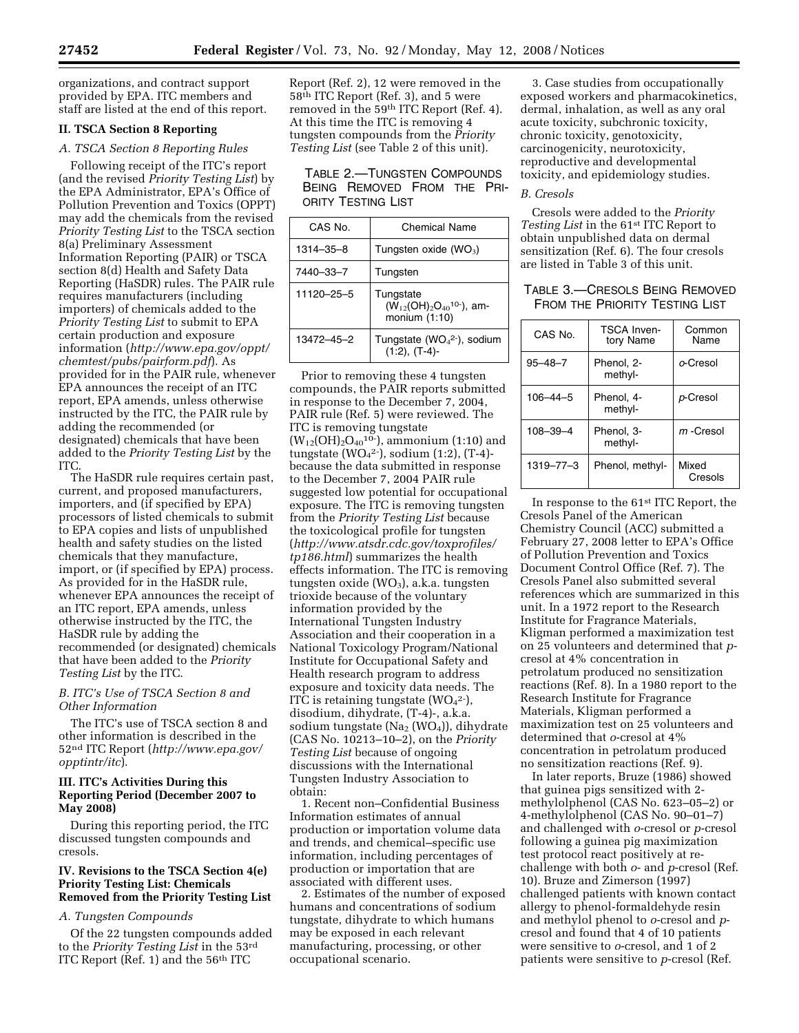organizations, and contract support provided by EPA. ITC members and staff are listed at the end of this report.

## II. TSCA Section 8 Reporting

### A. TSCA Section 8 Reporting Rules

Following receipt of the ITC's report (and the revised *Priority Testing List*) by the EPA Administrator, EPA's Office of Pollution Prevention and Toxics (OPPT) may add the chemicals from the revised *Priority Testing List* to the TSCA section 8(a) Preliminary Assessment Information Reporting (PAIR) or TSCA section 8(d) Health and Safety Data Reporting (HaSDR) rules. The PAIR rule requires manufacturers (including importers) of chemicals added to the *Priority Testing List* to submit to EPA certain production and exposure information (*http://www.epa.gov/oppt/chemtest/pubs/pairform.pdf*). As provided for in the PAIR rule, whenever EPA announces the receipt of an ITC report, EPA amends, unless otherwise instructed by the ITC, the PAIR rule by adding the recommended (or designated) chemicals that have been added to the *Priority Testing List* by the ITC.

The HaSDR rule requires certain past, current, and proposed manufacturers, importers, and (if specified by EPA) processors of listed chemicals to submit to EPA copies and lists of unpublished health and safety studies on the listed chemicals that they manufacture, import, or (if specified by EPA) process. As provided for in the HaSDR rule, whenever EPA announces the receipt of an ITC report, EPA amends, unless otherwise instructed by the ITC, the HaSDR rule by adding the recommended (or designated) chemicals that have been added to the *Priority Testing List* by the ITC.

### B. ITC's Use of TSCA Section 8 and Other Information

The ITC's use of TSCA section 8 and other information is described in the 52[nd] ITC Report (*http://www.epa.gov/opptintr/itc*).

## III. ITC's Activities During this Reporting Period (December 2007 to May 2008)

During this reporting period, the ITC discussed tungsten compounds and cresols.

## IV. Revisions to the TSCA Section 4(e) Priority Testing List: Chemicals Removed from the Priority Testing List

### A. Tungsten Compounds

Of the 22 tungsten compounds added to the *Priority Testing List* in the 53[rd] ITC Report (Ref. 1) and the 56[th] ITC Report (Ref. 2), 12 were removed in the 58[th] ITC Report (Ref. 3), and 5 were removed in the 59[th] ITC Report (Ref. 4). At this time the ITC is removing 4 tungsten compounds from the *Priority Testing List* (see Table 2 of this unit).

TABLE 2.—TUNGSTEN COMPOUNDS BEING REMOVED FROM THE PRIORITY TESTING LIST

| CAS No. | Chemical Name |
|---|---|
| 1314–35–8 | Tungsten oxide ($WO_3$) |
| 7440–33–7 | Tungsten |
| 11120–25–5 | Tungstate ($W_{12}(OH)_2O_{40}{}^{10-}$), ammonium (1:10) |
| 13472–45–2 | Tungstate ($WO_4{}^{2-}$), sodium (1:2), (T-4)- |

Prior to removing these 4 tungsten compounds, the PAIR reports submitted in response to the December 7, 2004, PAIR rule (Ref. 5) were reviewed. The ITC is removing tungstate ($W_{12}(OH)_2O_{40}{}^{10-}$), ammonium (1:10) and tungstate ($WO_4{}^{2-}$), sodium (1:2), (T-4)- because the data submitted in response to the December 7, 2004 PAIR rule suggested low potential for occupational exposure. The ITC is removing tungsten from the *Priority Testing List* because the toxicological profile for tungsten (*http://www.atsdr.cdc.gov/toxprofiles/tp186.html*) summarizes the health effects information. The ITC is removing tungsten oxide ($WO_3$), a.k.a. tungsten trioxide because of the voluntary information provided by the International Tungsten Industry Association and their cooperation in a National Toxicology Program/National Institute for Occupational Safety and Health research program to address exposure and toxicity data needs. The ITC is retaining tungstate ($WO_4{}^{2-}$), disodium, dihydrate, (T-4)-, a.k.a. sodium tungstate ($Na_2(WO_4)$), dihydrate (CAS No. 10213–10–2), on the *Priority Testing List* because of ongoing discussions with the International Tungsten Industry Association to obtain:

1. Recent non–Confidential Business Information estimates of annual production or importation volume data and trends, and chemical–specific use information, including percentages of production or importation that are associated with different uses.

2. Estimates of the number of exposed humans and concentrations of sodium tungstate, dihydrate to which humans may be exposed in each relevant manufacturing, processing, or other occupational scenario.

3. Case studies from occupationally exposed workers and pharmacokinetics, dermal, inhalation, as well as any oral acute toxicity, subchronic toxicity, chronic toxicity, genotoxicity, carcinogenicity, neurotoxicity, reproductive and developmental toxicity, and epidemiology studies.

### B. Cresols

Cresols were added to the *Priority Testing List* in the 61[st] ITC Report to obtain unpublished data on dermal sensitization (Ref. 6). The four cresols are listed in Table 3 of this unit.

TABLE 3.—CRESOLS BEING REMOVED FROM THE PRIORITY TESTING LIST

| CAS No. | TSCA Inventory Name | Common Name |
|---|---|---|
| 95–48–7 | Phenol, 2-methyl- | *o*-Cresol |
| 106–44–5 | Phenol, 4-methyl- | *p*-Cresol |
| 108–39–4 | Phenol, 3-methyl- | *m* -Cresol |
| 1319–77–3 | Phenol, methyl- | Mixed Cresols |

In response to the 61[st] ITC Report, the Cresols Panel of the American Chemistry Council (ACC) submitted a February 27, 2008 letter to EPA's Office of Pollution Prevention and Toxics Document Control Office (Ref. 7). The Cresols Panel also submitted several references which are summarized in this unit. In a 1972 report to the Research Institute for Fragrance Materials, Kligman performed a maximization test on 25 volunteers and determined that *p*-cresol at 4% concentration in petrolatum produced no sensitization reactions (Ref. 8). In a 1980 report to the Research Institute for Fragrance Materials, Kligman performed a maximization test on 25 volunteers and determined that *o*-cresol at 4% concentration in petrolatum produced no sensitization reactions (Ref. 9).

In later reports, Bruze (1986) showed that guinea pigs sensitized with 2-methylolphenol (CAS No. 623–05–2) or 4-methylolphenol (CAS No. 90–01–7) and challenged with *o*-cresol or *p*-cresol following a guinea pig maximization test protocol react positively at re-challenge with both *o*- and *p*-cresol (Ref. 10). Bruze and Zimerson (1997) challenged patients with known contact allergy to phenol-formaldehyde resin and methylol phenol to *o*-cresol and *p*-cresol and found that 4 of 10 patients were sensitive to *o*-cresol, and 1 of 2 patients were sensitive to *p*-cresol (Ref.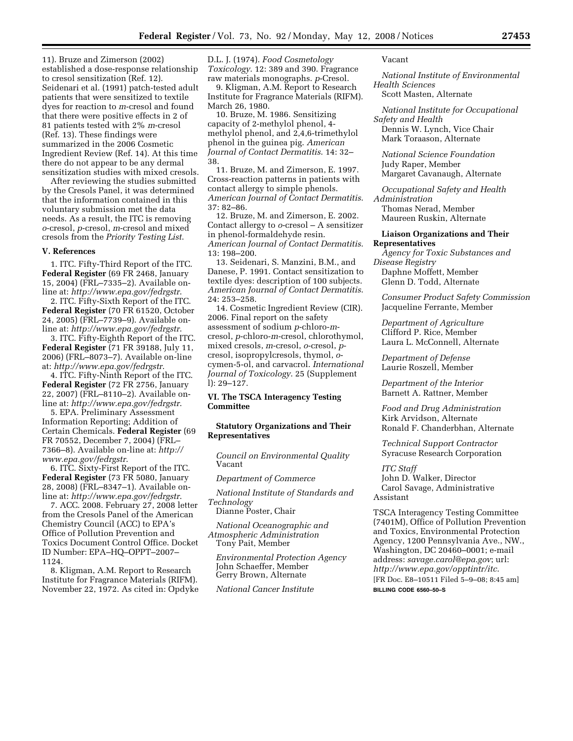11). Bruze and Zimerson (2002) established a dose-response relationship to cresol sensitization (Ref. 12). Seidenari et al. (1991) patch-tested adult patients that were sensitized to textile dyes for reaction to *m*-cresol and found that there were positive effects in 2 of 81 patients tested with 2% *m*-cresol (Ref. 13). These findings were summarized in the 2006 Cosmetic Ingredient Review (Ref. 14). At this time there do not appear to be any dermal sensitization studies with mixed cresols.

After reviewing the studies submitted by the Cresols Panel, it was determined that the information contained in this voluntary submission met the data needs. As a result, the ITC is removing *o*-cresol, *p*-cresol, *m*-cresol and mixed cresols from the *Priority Testing List*.

## V. References

1. ITC. Fifty-Third Report of the ITC. **Federal Register** (69 FR 2468, January 15, 2004) (FRL–7335–2). Available on-line at: *http://www.epa.gov/fedrgstr*.

2. ITC. Fifty-Sixth Report of the ITC. **Federal Register** (70 FR 61520, October 24, 2005) (FRL–7739–9). Available on-line at: *http://www.epa.gov/fedrgstr*.

3. ITC. Fifty-Eighth Report of the ITC. **Federal Register** (71 FR 39188, July 11, 2006) (FRL–8073–7). Available on-line at: *http://www.epa.gov/fedrgstr*.

4. ITC. Fifty-Ninth Report of the ITC. **Federal Register** (72 FR 2756, January 22, 2007) (FRL–8110–2). Available on-line at: *http://www.epa.gov/fedrgstr*.

5. EPA. Preliminary Assessment Information Reporting; Addition of Certain Chemicals. **Federal Register** (69 FR 70552, December 7, 2004) (FRL–7366–8). Available on-line at: *http://www.epa.gov/fedrgstr*.

6. ITC. Sixty-First Report of the ITC. **Federal Register** (73 FR 5080, January 28, 2008) (FRL–8347–1). Available on-line at: *http://www.epa.gov/fedrgstr*.

7. ACC. 2008. February 27, 2008 letter from the Cresols Panel of the American Chemistry Council (ACC) to EPA's Office of Pollution Prevention and Toxics Document Control Office. Docket ID Number: EPA–HQ–OPPT–2007–1124.

8. Kligman, A.M. Report to Research Institute for Fragrance Materials (RIFM). November 22, 1972. As cited in: Opdyke D.L. J. (1974). *Food Cosmetology Toxicology*. 12: 389 and 390. Fragrance raw materials monographs. *p*-Cresol.

9. Kligman, A.M. Report to Research Institute for Fragrance Materials (RIFM). March 26, 1980.

10. Bruze, M. 1986. Sensitizing capacity of 2-methylol phenol, 4-methylol phenol, and 2,4,6-trimethylol phenol in the guinea pig. *American Journal of Contact Dermatitis*. 14: 32–38.

11. Bruze, M. and Zimerson, E. 1997. Cross-reaction patterns in patients with contact allergy to simple phenols. *American Journal of Contact Dermatitis*. 37: 82–86.

12. Bruze, M. and Zimerson, E. 2002. Contact allergy to *o*-cresol – A sensitizer in phenol-formaldehyde resin. *American Journal of Contact Dermatitis*. 13: 198–200.

13. Seidenari, S. Manzini, B.M., and Danese, P. 1991. Contact sensitization to textile dyes: description of 100 subjects. *American Journal of Contact Dermatitis*. 24: 253–258.

14. Cosmetic Ingredient Review (CIR). 2006. Final report on the safety assessment of sodium *p*-chloro-*m*-cresol, *p*-chloro-*m*-cresol, chlorothymol, mixed cresols, *m*-cresol, *o*-cresol, *p*-cresol, isopropylcresols, thymol, *o*-cymen-5-ol, and carvacrol. *International Journal of Toxicology*. 25 (Supplement l): 29–127.

## VI. The TSCA Interagency Testing Committee

### Statutory Organizations and Their Representatives

*Council on Environmental Quality*
Vacant

*Department of Commerce*

*National Institute of Standards and Technology*
Dianne Poster, Chair

*National Oceanographic and Atmospheric Administration*
Tony Pait, Member

*Environmental Protection Agency*
John Schaeffer, Member
Gerry Brown, Alternate

*National Cancer Institute*
Vacant

*National Institute of Environmental Health Sciences*
Scott Masten, Alternate

*National Institute for Occupational Safety and Health*
Dennis W. Lynch, Vice Chair
Mark Toraason, Alternate

*National Science Foundation*
Judy Raper, Member
Margaret Cavanaugh, Alternate

*Occupational Safety and Health Administration*
Thomas Nerad, Member
Maureen Ruskin, Alternate

### Liaison Organizations and Their Representatives

*Agency for Toxic Substances and Disease Registry*
Daphne Moffett, Member
Glenn D. Todd, Alternate

*Consumer Product Safety Commission*
Jacqueline Ferrante, Member

*Department of Agriculture*
Clifford P. Rice, Member
Laura L. McConnell, Alternate

*Department of Defense*
Laurie Roszell, Member

*Department of the Interior*
Barnett A. Rattner, Member

*Food and Drug Administration*
Kirk Arvidson, Alternate
Ronald F. Chanderbhan, Alternate

*Technical Support Contractor*
Syracuse Research Corporation

*ITC Staff*
John D. Walker, Director
Carol Savage, Administrative Assistant

TSCA Interagency Testing Committee (7401M), Office of Pollution Prevention and Toxics, Environmental Protection Agency, 1200 Pennsylvania Ave., NW., Washington, DC 20460–0001; e-mail address: *savage.carol@epa.gov*; url: *http://www.epa.gov/opptintr/itc*.

[FR Doc. E8–10511 Filed 5–9–08; 8:45 am]

**BILLING CODE 6560–50–S**